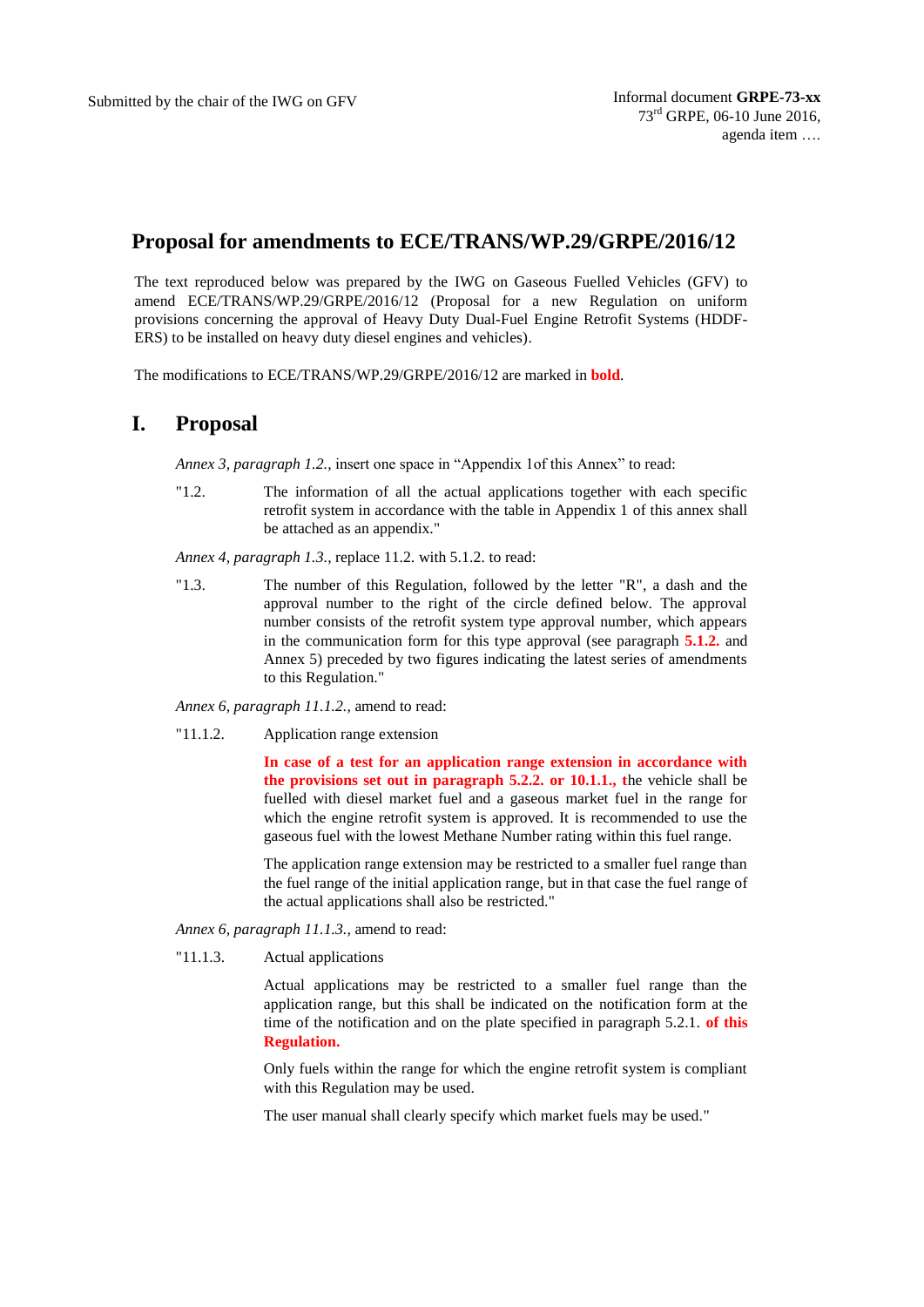Submitted by the chair of the IWG on GFV

Informal document **GRPE-73-xx**
73rd GRPE, 06-10 June 2016,
agenda item ….

## Proposal for amendments to ECE/TRANS/WP.29/GRPE/2016/12

The text reproduced below was prepared by the IWG on Gaseous Fuelled Vehicles (GFV) to amend ECE/TRANS/WP.29/GRPE/2016/12 (Proposal for a new Regulation on uniform provisions concerning the approval of Heavy Duty Dual-Fuel Engine Retrofit Systems (HDDF-ERS) to be installed on heavy duty diesel engines and vehicles).

The modifications to ECE/TRANS/WP.29/GRPE/2016/12 are marked in **bold**.

# I. Proposal

*Annex 3, paragraph 1.2.,* insert one space in "Appendix 1of this Annex" to read:

"1.2. The information of all the actual applications together with each specific retrofit system in accordance with the table in Appendix 1 of this annex shall be attached as an appendix."

*Annex 4, paragraph 1.3.,* replace 11.2. with 5.1.2. to read:

"1.3. The number of this Regulation, followed by the letter "R", a dash and the approval number to the right of the circle defined below. The approval number consists of the retrofit system type approval number, which appears in the communication form for this type approval (see paragraph **5.1.2.** and Annex 5) preceded by two figures indicating the latest series of amendments to this Regulation."

*Annex 6, paragraph 11.1.2.,* amend to read:

"11.1.2. Application range extension

**In case of a test for an application range extension in accordance with the provisions set out in paragraph 5.2.2. or 10.1.1., t**he vehicle shall be fuelled with diesel market fuel and a gaseous market fuel in the range for which the engine retrofit system is approved. It is recommended to use the gaseous fuel with the lowest Methane Number rating within this fuel range.

The application range extension may be restricted to a smaller fuel range than the fuel range of the initial application range, but in that case the fuel range of the actual applications shall also be restricted."

*Annex 6, paragraph 11.1.3.,* amend to read:

"11.1.3. Actual applications

Actual applications may be restricted to a smaller fuel range than the application range, but this shall be indicated on the notification form at the time of the notification and on the plate specified in paragraph 5.2.1. **of this Regulation.**

Only fuels within the range for which the engine retrofit system is compliant with this Regulation may be used.

The user manual shall clearly specify which market fuels may be used."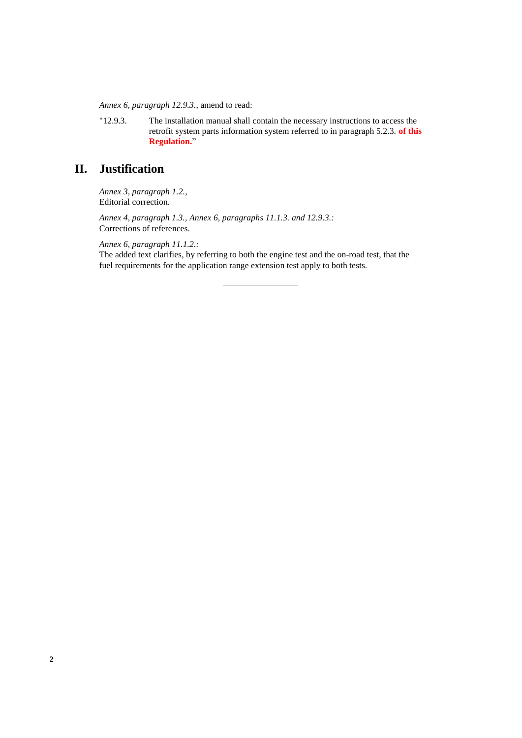*Annex 6, paragraph 12.9.3.,* amend to read:

"12.9.3. The installation manual shall contain the necessary instructions to access the retrofit system parts information system referred to in paragraph 5.2.3. **of this Regulation.**"

## II. Justification

*Annex 3, paragraph 1.2.,*
Editorial correction.

*Annex 4, paragraph 1.3., Annex 6, paragraphs 11.1.3. and 12.9.3.:*
Corrections of references.

*Annex 6, paragraph 11.1.2.:*
The added text clarifies, by referring to both the engine test and the on-road test, that the fuel requirements for the application range extension test apply to both tests.